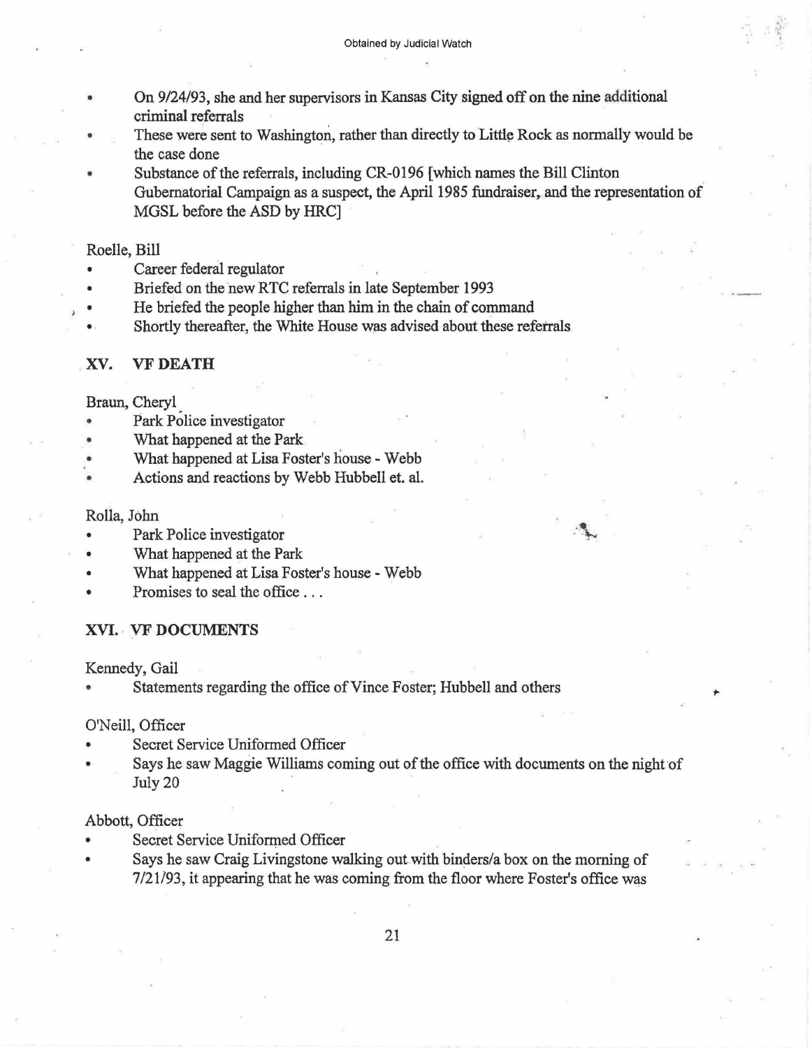- On 9/24/93, she and her supervisors in Kansas City signed off on the nine additional criminal referrals
- These were sent to Washington, rather than directly to Little Rock as normally would be the case done
- Substance of the referrals, including CR-0196 [which names the Bill Clinton Gubernatorial Campaign as a suspect, the April 1985 fundraiser, and the representation of MGSL before the ASD by HRC]

Roelle, Bill

- Career federal regulator
- Briefed on the new RTC referrals in late September 1993
- He briefed the people higher than him in the chain of command
- Shortly thereafter, the White House was advised about these referrals

## XV. VF DEATH

Braun, Cheryl

- Park Police investigator
- What happened at the Park
- What happened at Lisa Foster's house - Webb
- Actions and reactions by Webb Hubbell et. al.

Rolla, John

- Park Police investigator
- What happened at the Park
- What happened at Lisa Foster's house - Webb
- Promises to seal the office . . .

## XVI. VF DOCUMENTS

Kennedy, Gail

- Statements regarding the office of Vince Foster; Hubbell and others

O'Neill, Officer

- Secret Service Uniformed Officer
- Says he saw Maggie Williams coming out of the office with documents on the night of July 20

Abbott, Officer

- Secret Service Uniformed Officer
- Says he saw Craig Livingstone walking out with binders/a box on the morning of 7/21/93, it appearing that he was coming from the floor where Foster's office was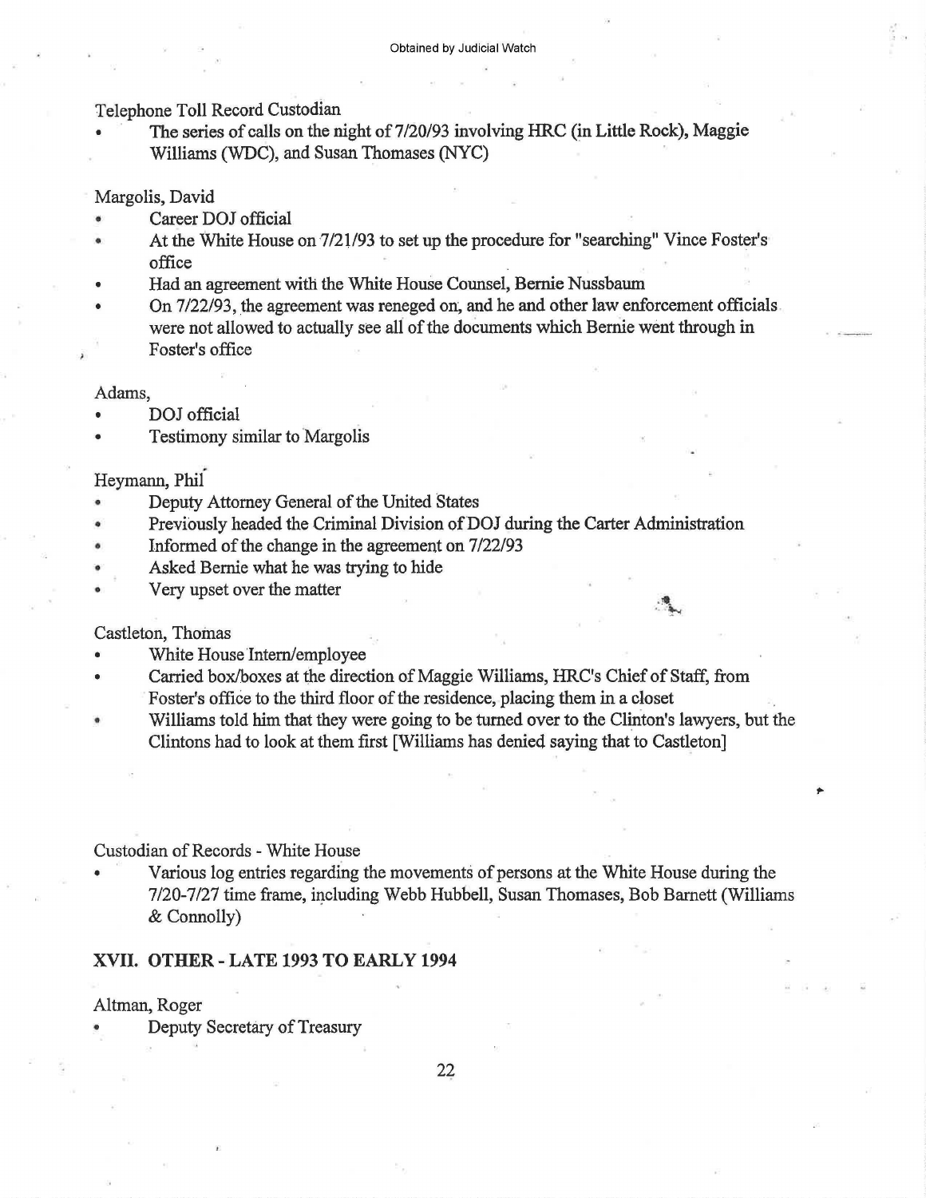Telephone Toll Record Custodian

- The series of calls on the night of 7/20/93 involving HRC (in Little Rock), Maggie Williams (WDC), and Susan Thomases (NYC)

Margolis, David

- Career DOJ official
- At the White House on 7/21/93 to set up the procedure for "searching" Vince Foster's office
- Had an agreement with the White House Counsel, Bernie Nussbaum
- On 7/22/93, the agreement was reneged on, and he and other law enforcement officials were not allowed to actually see all of the documents which Bernie went through in Foster's office

Adams,

- DOJ official
- Testimony similar to Margolis

Heymann, Phil

- Deputy Attorney General of the United States
- Previously headed the Criminal Division of DOJ during the Carter Administration
- Informed of the change in the agreement on 7/22/93
- Asked Bernie what he was trying to hide
- Very upset over the matter

Castleton, Thomas

- White House Intern/employee
- Carried box/boxes at the direction of Maggie Williams, HRC's Chief of Staff, from Foster's office to the third floor of the residence, placing them in a closet
- Williams told him that they were going to be turned over to the Clinton's lawyers, but the Clintons had to look at them first [Williams has denied saying that to Castleton]

Custodian of Records - White House

- Various log entries regarding the movements of persons at the White House during the 7/20-7/27 time frame, including Webb Hubbell, Susan Thomases, Bob Barnett (Williams & Connolly)

## XVII. OTHER - LATE 1993 TO EARLY 1994

Altman, Roger

- Deputy Secretary of Treasury